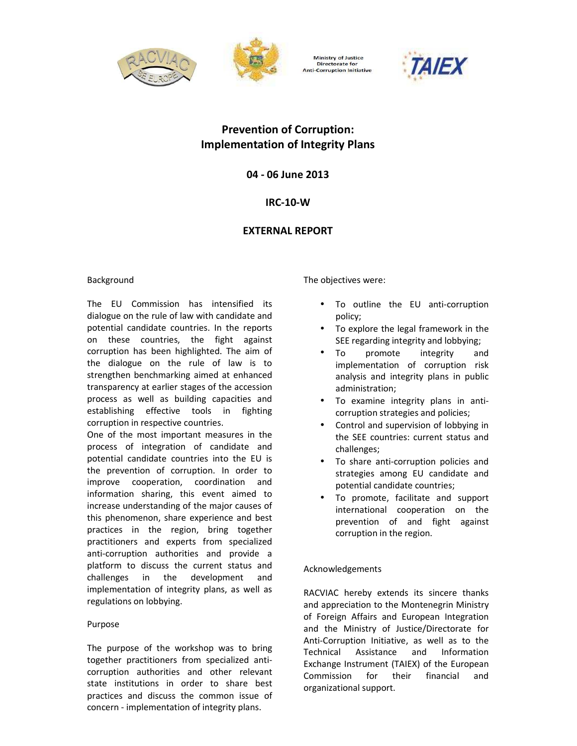Ministry of Justice
Directorate for
Anti-Corruption Initiative

# Prevention of Corruption: Implementation of Integrity Plans

**04 - 06 June 2013**

**IRC-10-W**

**EXTERNAL REPORT**

## Background

The EU Commission has intensified its dialogue on the rule of law with candidate and potential candidate countries. In the reports on these countries, the fight against corruption has been highlighted. The aim of the dialogue on the rule of law is to strengthen benchmarking aimed at enhanced transparency at earlier stages of the accession process as well as building capacities and establishing effective tools in fighting corruption in respective countries.

One of the most important measures in the process of integration of candidate and potential candidate countries into the EU is the prevention of corruption. In order to improve cooperation, coordination and information sharing, this event aimed to increase understanding of the major causes of this phenomenon, share experience and best practices in the region, bring together practitioners and experts from specialized anti-corruption authorities and provide a platform to discuss the current status and challenges in the development and implementation of integrity plans, as well as regulations on lobbying.

## Purpose

The purpose of the workshop was to bring together practitioners from specialized anti-corruption authorities and other relevant state institutions in order to share best practices and discuss the common issue of concern - implementation of integrity plans.

The objectives were:

- To outline the EU anti-corruption policy;
- To explore the legal framework in the SEE regarding integrity and lobbying;
- To promote integrity and implementation of corruption risk analysis and integrity plans in public administration;
- To examine integrity plans in anti-corruption strategies and policies;
- Control and supervision of lobbying in the SEE countries: current status and challenges;
- To share anti-corruption policies and strategies among EU candidate and potential candidate countries;
- To promote, facilitate and support international cooperation on the prevention of and fight against corruption in the region.

## Acknowledgements

RACVIAC hereby extends its sincere thanks and appreciation to the Montenegrin Ministry of Foreign Affairs and European Integration and the Ministry of Justice/Directorate for Anti-Corruption Initiative, as well as to the Technical Assistance and Information Exchange Instrument (TAIEX) of the European Commission for their financial and organizational support.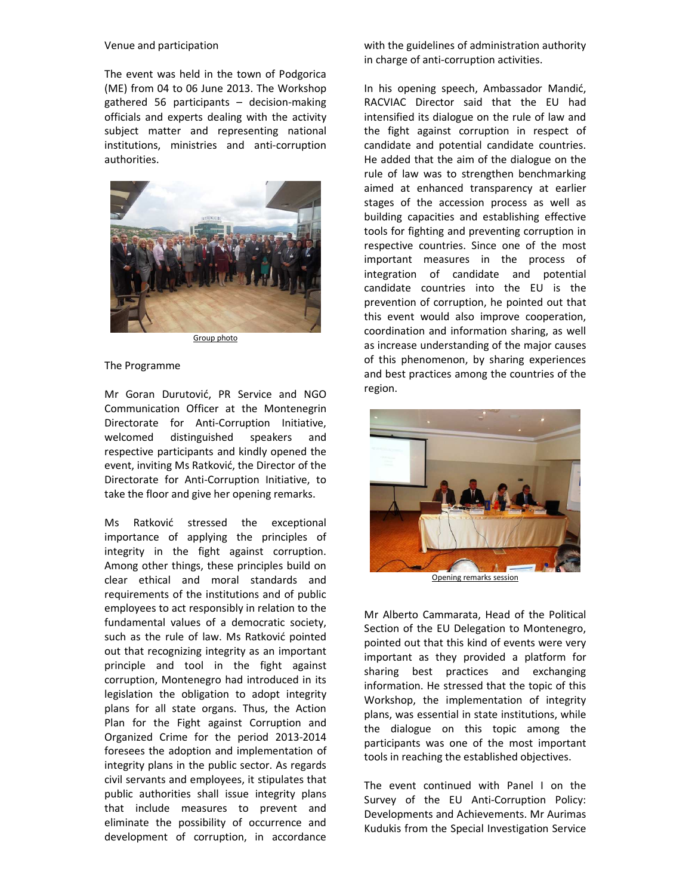Venue and participation

The event was held in the town of Podgorica (ME) from 04 to 06 June 2013. The Workshop gathered 56 participants – decision-making officials and experts dealing with the activity subject matter and representing national institutions, ministries and anti-corruption authorities.

Group photo

The Programme

Mr Goran Durutović, PR Service and NGO Communication Officer at the Montenegrin Directorate for Anti-Corruption Initiative, welcomed distinguished speakers and respective participants and kindly opened the event, inviting Ms Ratković, the Director of the Directorate for Anti-Corruption Initiative, to take the floor and give her opening remarks.

Ms Ratković stressed the exceptional importance of applying the principles of integrity in the fight against corruption. Among other things, these principles build on clear ethical and moral standards and requirements of the institutions and of public employees to act responsibly in relation to the fundamental values of a democratic society, such as the rule of law. Ms Ratković pointed out that recognizing integrity as an important principle and tool in the fight against corruption, Montenegro had introduced in its legislation the obligation to adopt integrity plans for all state organs. Thus, the Action Plan for the Fight against Corruption and Organized Crime for the period 2013-2014 foresees the adoption and implementation of integrity plans in the public sector. As regards civil servants and employees, it stipulates that public authorities shall issue integrity plans that include measures to prevent and eliminate the possibility of occurrence and development of corruption, in accordance with the guidelines of administration authority in charge of anti-corruption activities.

In his opening speech, Ambassador Mandić, RACVIAC Director said that the EU had intensified its dialogue on the rule of law and the fight against corruption in respect of candidate and potential candidate countries. He added that the aim of the dialogue on the rule of law was to strengthen benchmarking aimed at enhanced transparency at earlier stages of the accession process as well as building capacities and establishing effective tools for fighting and preventing corruption in respective countries. Since one of the most important measures in the process of integration of candidate and potential candidate countries into the EU is the prevention of corruption, he pointed out that this event would also improve cooperation, coordination and information sharing, as well as increase understanding of the major causes of this phenomenon, by sharing experiences and best practices among the countries of the region.

Opening remarks session

Mr Alberto Cammarata, Head of the Political Section of the EU Delegation to Montenegro, pointed out that this kind of events were very important as they provided a platform for sharing best practices and exchanging information. He stressed that the topic of this Workshop, the implementation of integrity plans, was essential in state institutions, while the dialogue on this topic among the participants was one of the most important tools in reaching the established objectives.

The event continued with Panel I on the Survey of the EU Anti-Corruption Policy: Developments and Achievements. Mr Aurimas Kudukis from the Special Investigation Service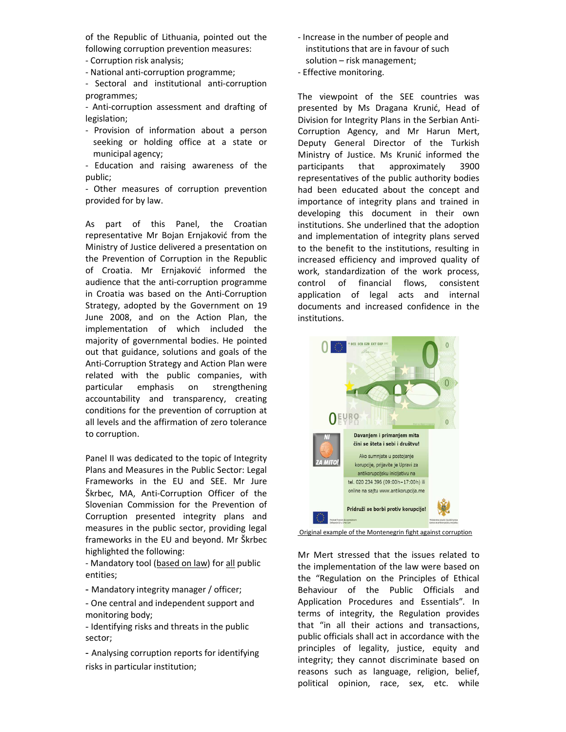of the Republic of Lithuania, pointed out the following corruption prevention measures:

- Corruption risk analysis;
- National anti-corruption programme;
- Sectoral and institutional anti-corruption programmes;
- Anti-corruption assessment and drafting of legislation;
- Provision of information about a person seeking or holding office at a state or municipal agency;
- Education and raising awareness of the public;
- Other measures of corruption prevention provided for by law.

As part of this Panel, the Croatian representative Mr Bojan Ernjaković from the Ministry of Justice delivered a presentation on the Prevention of Corruption in the Republic of Croatia. Mr Ernjaković informed the audience that the anti-corruption programme in Croatia was based on the Anti-Corruption Strategy, adopted by the Government on 19 June 2008, and on the Action Plan, the implementation of which included the majority of governmental bodies. He pointed out that guidance, solutions and goals of the Anti-Corruption Strategy and Action Plan were related with the public companies, with particular emphasis on strengthening accountability and transparency, creating conditions for the prevention of corruption at all levels and the affirmation of zero tolerance to corruption.

Panel II was dedicated to the topic of Integrity Plans and Measures in the Public Sector: Legal Frameworks in the EU and SEE. Mr Jure Škrbec, MA, Anti-Corruption Officer of the Slovenian Commission for the Prevention of Corruption presented integrity plans and measures in the public sector, providing legal frameworks in the EU and beyond. Mr Škrbec highlighted the following:

- Mandatory tool (based on law) for all public entities;
- Mandatory integrity manager / officer;
- One central and independent support and monitoring body;
- Identifying risks and threats in the public sector;
- Analysing corruption reports for identifying risks in particular institution;
- Increase in the number of people and institutions that are in favour of such solution – risk management;
- Effective monitoring.

The viewpoint of the SEE countries was presented by Ms Dragana Krunić, Head of Division for Integrity Plans in the Serbian Anti-Corruption Agency, and Mr Harun Mert, Deputy General Director of the Turkish Ministry of Justice. Ms Krunić informed the participants that approximately 3900 representatives of the public authority bodies had been educated about the concept and importance of integrity plans and trained in developing this document in their own institutions. She underlined that the adoption and implementation of integrity plans served to the benefit to the institutions, resulting in increased efficiency and improved quality of work, standardization of the work process, control of financial flows, consistent application of legal acts and internal documents and increased confidence in the institutions.

Original example of the Montenegrin fight against corruption

Mr Mert stressed that the issues related to the implementation of the law were based on the "Regulation on the Principles of Ethical Behaviour of the Public Officials and Application Procedures and Essentials". In terms of integrity, the Regulation provides that "in all their actions and transactions, public officials shall act in accordance with the principles of legality, justice, equity and integrity; they cannot discriminate based on reasons such as language, religion, belief, political opinion, race, sex, etc. while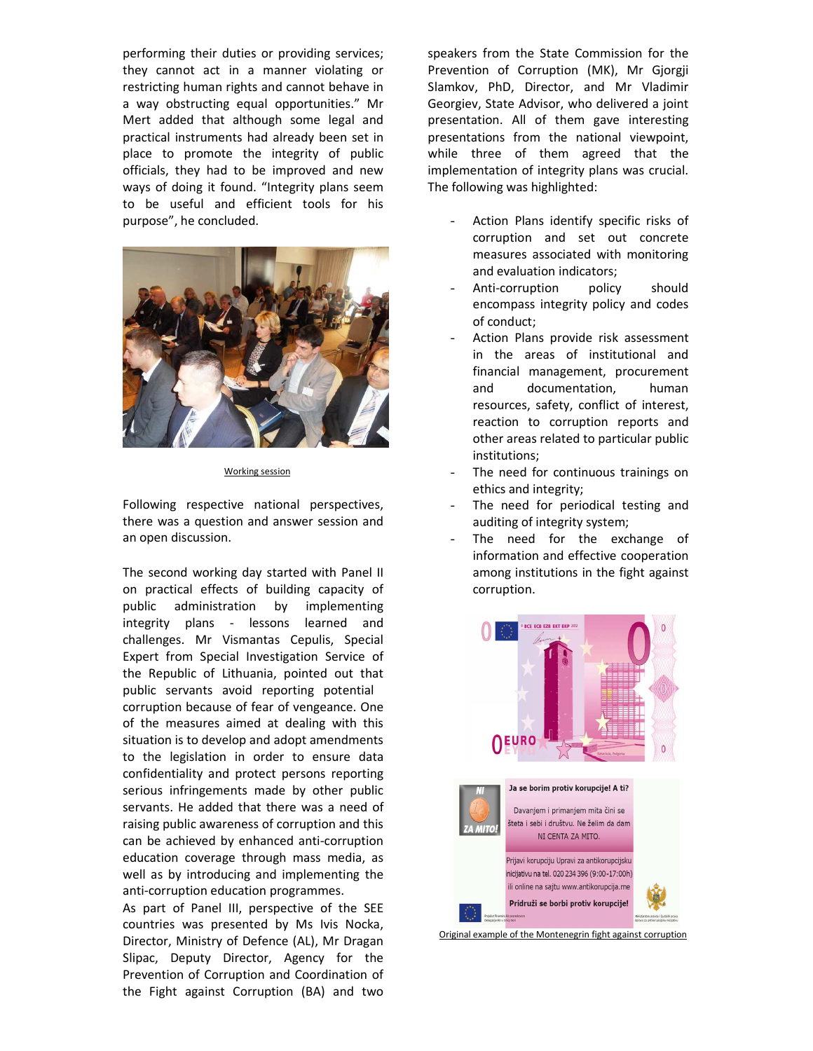performing their duties or providing services; they cannot act in a manner violating or restricting human rights and cannot behave in a way obstructing equal opportunities." Mr Mert added that although some legal and practical instruments had already been set in place to promote the integrity of public officials, they had to be improved and new ways of doing it found. "Integrity plans seem to be useful and efficient tools for his purpose", he concluded.

Working session

Following respective national perspectives, there was a question and answer session and an open discussion.

The second working day started with Panel II on practical effects of building capacity of public administration by implementing integrity plans - lessons learned and challenges. Mr Vismantas Cepulis, Special Expert from Special Investigation Service of the Republic of Lithuania, pointed out that public servants avoid reporting potential corruption because of fear of vengeance. One of the measures aimed at dealing with this situation is to develop and adopt amendments to the legislation in order to ensure data confidentiality and protect persons reporting serious infringements made by other public servants. He added that there was a need of raising public awareness of corruption and this can be achieved by enhanced anti-corruption education coverage through mass media, as well as by introducing and implementing the anti-corruption education programmes.

As part of Panel III, perspective of the SEE countries was presented by Ms Ivis Nocka, Director, Ministry of Defence (AL), Mr Dragan Slipac, Deputy Director, Agency for the Prevention of Corruption and Coordination of the Fight against Corruption (BA) and two speakers from the State Commission for the Prevention of Corruption (MK), Mr Gjorgji Slamkov, PhD, Director, and Mr Vladimir Georgiev, State Advisor, who delivered a joint presentation. All of them gave interesting presentations from the national viewpoint, while three of them agreed that the implementation of integrity plans was crucial. The following was highlighted:

- Action Plans identify specific risks of corruption and set out concrete measures associated with monitoring and evaluation indicators;
- Anti-corruption policy should encompass integrity policy and codes of conduct;
- Action Plans provide risk assessment in the areas of institutional and financial management, procurement and documentation, human resources, safety, conflict of interest, reaction to corruption reports and other areas related to particular public institutions;
- The need for continuous trainings on ethics and integrity;
- The need for periodical testing and auditing of integrity system;
- The need for the exchange of information and effective cooperation among institutions in the fight against corruption.

Original example of the Montenegrin fight against corruption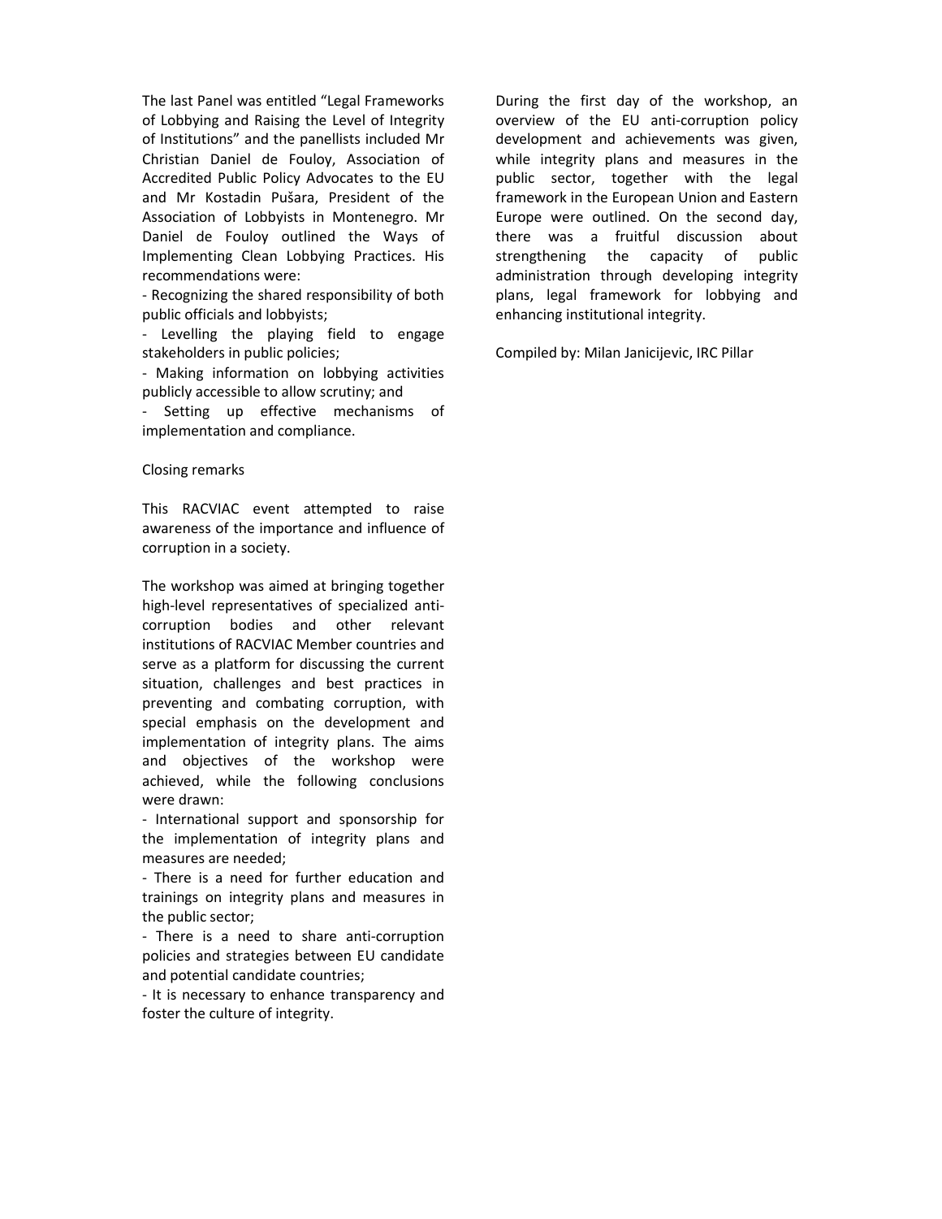The last Panel was entitled "Legal Frameworks of Lobbying and Raising the Level of Integrity of Institutions" and the panellists included Mr Christian Daniel de Fouloy, Association of Accredited Public Policy Advocates to the EU and Mr Kostadin Pušara, President of the Association of Lobbyists in Montenegro. Mr Daniel de Fouloy outlined the Ways of Implementing Clean Lobbying Practices. His recommendations were:

- Recognizing the shared responsibility of both public officials and lobbyists;
- Levelling the playing field to engage stakeholders in public policies;
- Making information on lobbying activities publicly accessible to allow scrutiny; and
- Setting up effective mechanisms of implementation and compliance.

Closing remarks

This RACVIAC event attempted to raise awareness of the importance and influence of corruption in a society.

The workshop was aimed at bringing together high-level representatives of specialized anti-corruption bodies and other relevant institutions of RACVIAC Member countries and serve as a platform for discussing the current situation, challenges and best practices in preventing and combating corruption, with special emphasis on the development and implementation of integrity plans. The aims and objectives of the workshop were achieved, while the following conclusions were drawn:

- International support and sponsorship for the implementation of integrity plans and measures are needed;
- There is a need for further education and trainings on integrity plans and measures in the public sector;
- There is a need to share anti-corruption policies and strategies between EU candidate and potential candidate countries;
- It is necessary to enhance transparency and foster the culture of integrity.

During the first day of the workshop, an overview of the EU anti-corruption policy development and achievements was given, while integrity plans and measures in the public sector, together with the legal framework in the European Union and Eastern Europe were outlined. On the second day, there was a fruitful discussion about strengthening the capacity of public administration through developing integrity plans, legal framework for lobbying and enhancing institutional integrity.

Compiled by: Milan Janicijevic, IRC Pillar